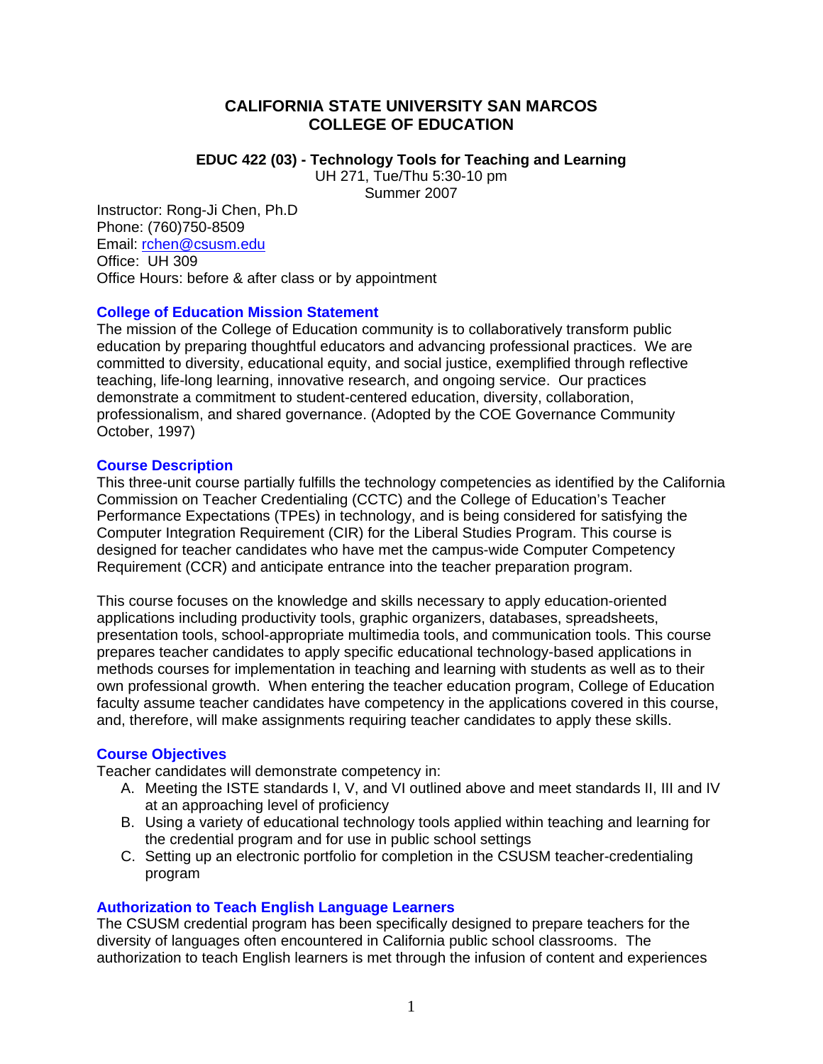# CALIFORNIA STATE UNIVERSITY SAN MARCOS
# COLLEGE OF EDUCATION

**EDUC 422 (03) - Technology Tools for Teaching and Learning**
UH 271, Tue/Thu 5:30-10 pm
Summer 2007

Instructor: Rong-Ji Chen, Ph.D
Phone: (760)750-8509
Email: rchen@csusm.edu
Office: UH 309
Office Hours: before & after class or by appointment

## College of Education Mission Statement

The mission of the College of Education community is to collaboratively transform public education by preparing thoughtful educators and advancing professional practices. We are committed to diversity, educational equity, and social justice, exemplified through reflective teaching, life-long learning, innovative research, and ongoing service. Our practices demonstrate a commitment to student-centered education, diversity, collaboration, professionalism, and shared governance. (Adopted by the COE Governance Community October, 1997)

## Course Description

This three-unit course partially fulfills the technology competencies as identified by the California Commission on Teacher Credentialing (CCTC) and the College of Education's Teacher Performance Expectations (TPEs) in technology, and is being considered for satisfying the Computer Integration Requirement (CIR) for the Liberal Studies Program. This course is designed for teacher candidates who have met the campus-wide Computer Competency Requirement (CCR) and anticipate entrance into the teacher preparation program.

This course focuses on the knowledge and skills necessary to apply education-oriented applications including productivity tools, graphic organizers, databases, spreadsheets, presentation tools, school-appropriate multimedia tools, and communication tools. This course prepares teacher candidates to apply specific educational technology-based applications in methods courses for implementation in teaching and learning with students as well as to their own professional growth. When entering the teacher education program, College of Education faculty assume teacher candidates have competency in the applications covered in this course, and, therefore, will make assignments requiring teacher candidates to apply these skills.

## Course Objectives

Teacher candidates will demonstrate competency in:

A. Meeting the ISTE standards I, V, and VI outlined above and meet standards II, III and IV at an approaching level of proficiency
B. Using a variety of educational technology tools applied within teaching and learning for the credential program and for use in public school settings
C. Setting up an electronic portfolio for completion in the CSUSM teacher-credentialing program

## Authorization to Teach English Language Learners

The CSUSM credential program has been specifically designed to prepare teachers for the diversity of languages often encountered in California public school classrooms. The authorization to teach English learners is met through the infusion of content and experiences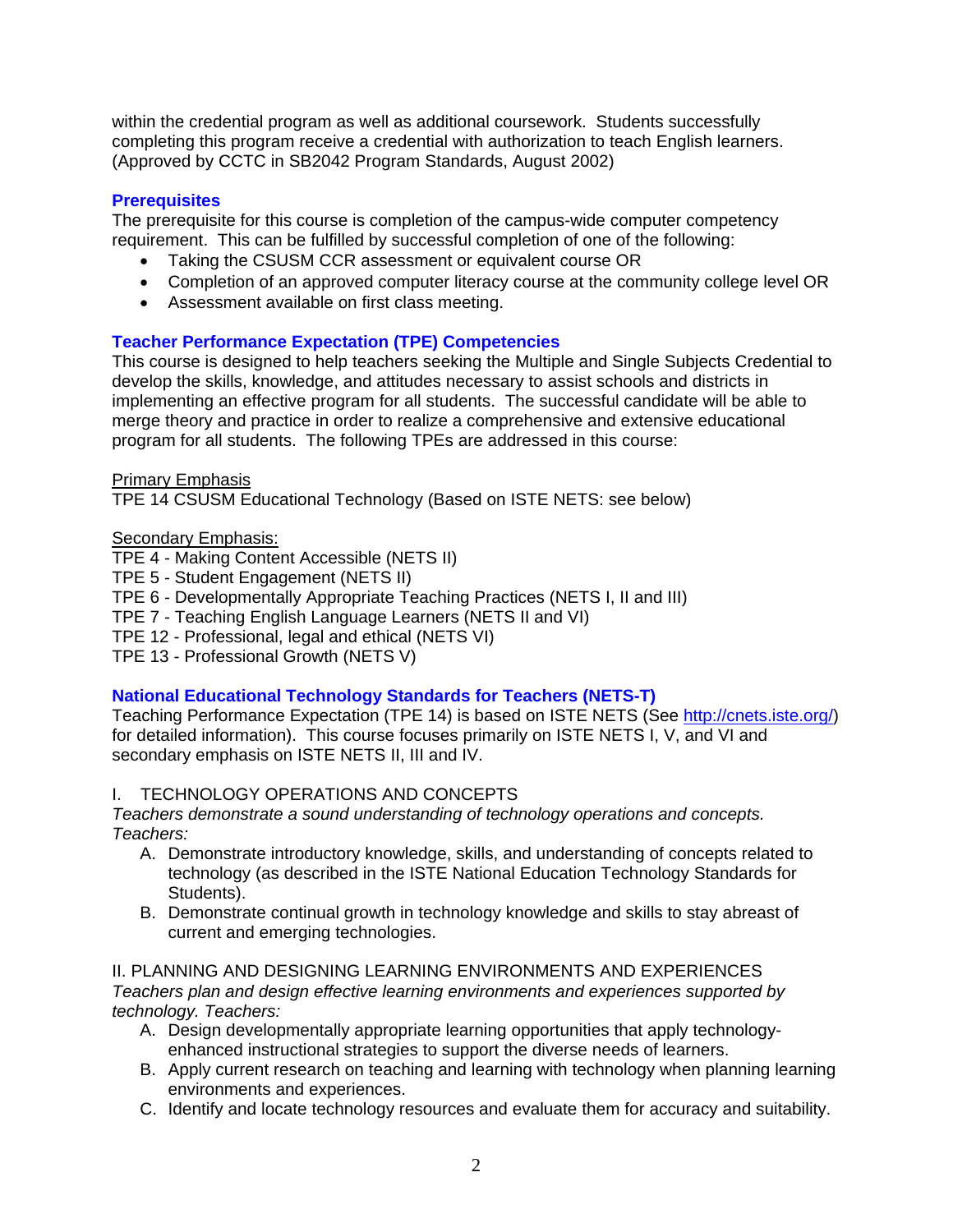within the credential program as well as additional coursework. Students successfully completing this program receive a credential with authorization to teach English learners. (Approved by CCTC in SB2042 Program Standards, August 2002)

### Prerequisites

The prerequisite for this course is completion of the campus-wide computer competency requirement. This can be fulfilled by successful completion of one of the following:

- Taking the CSUSM CCR assessment or equivalent course OR
- Completion of an approved computer literacy course at the community college level OR
- Assessment available on first class meeting.

### Teacher Performance Expectation (TPE) Competencies

This course is designed to help teachers seeking the Multiple and Single Subjects Credential to develop the skills, knowledge, and attitudes necessary to assist schools and districts in implementing an effective program for all students. The successful candidate will be able to merge theory and practice in order to realize a comprehensive and extensive educational program for all students. The following TPEs are addressed in this course:

Primary Emphasis
TPE 14 CSUSM Educational Technology (Based on ISTE NETS: see below)

Secondary Emphasis:
TPE 4 - Making Content Accessible (NETS II)
TPE 5 - Student Engagement (NETS II)
TPE 6 - Developmentally Appropriate Teaching Practices (NETS I, II and III)
TPE 7 - Teaching English Language Learners (NETS II and VI)
TPE 12 - Professional, legal and ethical (NETS VI)
TPE 13 - Professional Growth (NETS V)

### National Educational Technology Standards for Teachers (NETS-T)

Teaching Performance Expectation (TPE 14) is based on ISTE NETS (See http://cnets.iste.org/) for detailed information). This course focuses primarily on ISTE NETS I, V, and VI and secondary emphasis on ISTE NETS II, III and IV.

I. TECHNOLOGY OPERATIONS AND CONCEPTS
*Teachers demonstrate a sound understanding of technology operations and concepts. Teachers:*

A. Demonstrate introductory knowledge, skills, and understanding of concepts related to technology (as described in the ISTE National Education Technology Standards for Students).
B. Demonstrate continual growth in technology knowledge and skills to stay abreast of current and emerging technologies.

II. PLANNING AND DESIGNING LEARNING ENVIRONMENTS AND EXPERIENCES
*Teachers plan and design effective learning environments and experiences supported by technology. Teachers:*

A. Design developmentally appropriate learning opportunities that apply technology-enhanced instructional strategies to support the diverse needs of learners.
B. Apply current research on teaching and learning with technology when planning learning environments and experiences.
C. Identify and locate technology resources and evaluate them for accuracy and suitability.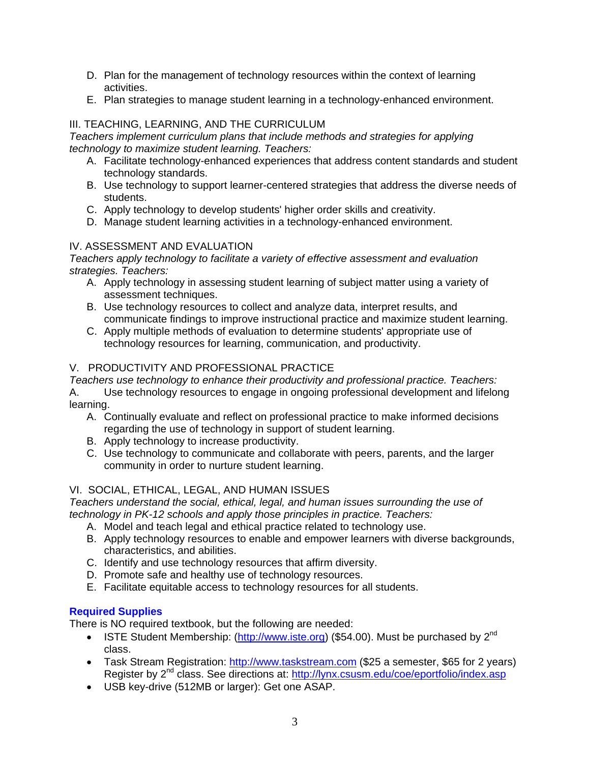D. Plan for the management of technology resources within the context of learning activities.
E. Plan strategies to manage student learning in a technology-enhanced environment.

III. TEACHING, LEARNING, AND THE CURRICULUM

*Teachers implement curriculum plans that include methods and strategies for applying technology to maximize student learning. Teachers:*

A. Facilitate technology-enhanced experiences that address content standards and student technology standards.
B. Use technology to support learner-centered strategies that address the diverse needs of students.
C. Apply technology to develop students' higher order skills and creativity.
D. Manage student learning activities in a technology-enhanced environment.

IV. ASSESSMENT AND EVALUATION

*Teachers apply technology to facilitate a variety of effective assessment and evaluation strategies. Teachers:*

A. Apply technology in assessing student learning of subject matter using a variety of assessment techniques.
B. Use technology resources to collect and analyze data, interpret results, and communicate findings to improve instructional practice and maximize student learning.
C. Apply multiple methods of evaluation to determine students' appropriate use of technology resources for learning, communication, and productivity.

V. PRODUCTIVITY AND PROFESSIONAL PRACTICE

*Teachers use technology to enhance their productivity and professional practice. Teachers:*

A. Use technology resources to engage in ongoing professional development and lifelong learning.

A. Continually evaluate and reflect on professional practice to make informed decisions regarding the use of technology in support of student learning.
B. Apply technology to increase productivity.
C. Use technology to communicate and collaborate with peers, parents, and the larger community in order to nurture student learning.

VI. SOCIAL, ETHICAL, LEGAL, AND HUMAN ISSUES

*Teachers understand the social, ethical, legal, and human issues surrounding the use of technology in PK-12 schools and apply those principles in practice. Teachers:*

A. Model and teach legal and ethical practice related to technology use.
B. Apply technology resources to enable and empower learners with diverse backgrounds, characteristics, and abilities.
C. Identify and use technology resources that affirm diversity.
D. Promote safe and healthy use of technology resources.
E. Facilitate equitable access to technology resources for all students.

**Required Supplies**

There is NO required textbook, but the following are needed:

- ISTE Student Membership: (http://www.iste.org) ($54.00). Must be purchased by 2nd class.
- Task Stream Registration: http://www.taskstream.com ($25 a semester, $65 for 2 years) Register by 2nd class. See directions at: http://lynx.csusm.edu/coe/eportfolio/index.asp
- USB key-drive (512MB or larger): Get one ASAP.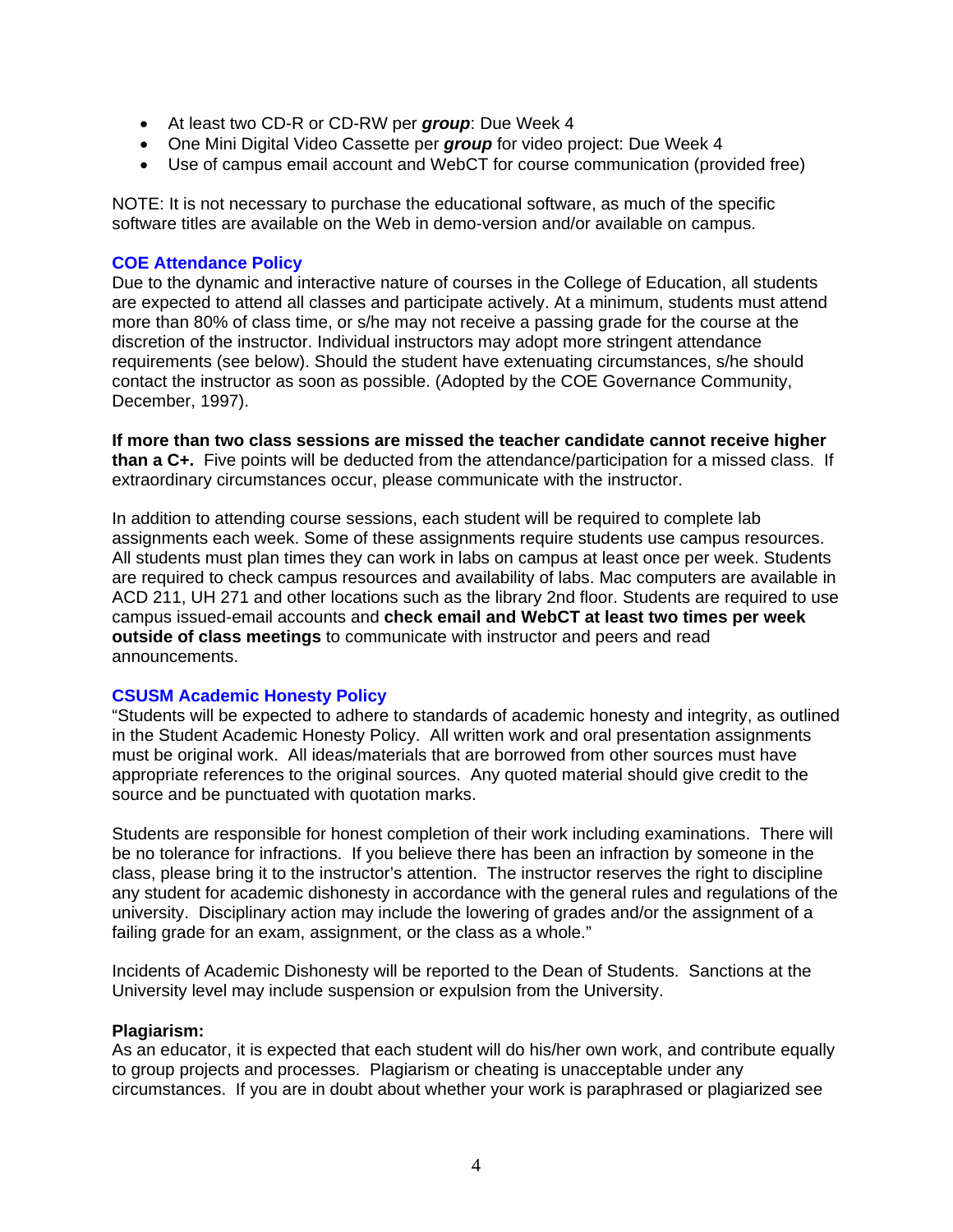- At least two CD-R or CD-RW per ***group***: Due Week 4
- One Mini Digital Video Cassette per ***group*** for video project: Due Week 4
- Use of campus email account and WebCT for course communication (provided free)

NOTE: It is not necessary to purchase the educational software, as much of the specific software titles are available on the Web in demo-version and/or available on campus.

### COE Attendance Policy

Due to the dynamic and interactive nature of courses in the College of Education, all students are expected to attend all classes and participate actively. At a minimum, students must attend more than 80% of class time, or s/he may not receive a passing grade for the course at the discretion of the instructor. Individual instructors may adopt more stringent attendance requirements (see below). Should the student have extenuating circumstances, s/he should contact the instructor as soon as possible. (Adopted by the COE Governance Community, December, 1997).

**If more than two class sessions are missed the teacher candidate cannot receive higher than a C+.** Five points will be deducted from the attendance/participation for a missed class. If extraordinary circumstances occur, please communicate with the instructor.

In addition to attending course sessions, each student will be required to complete lab assignments each week. Some of these assignments require students use campus resources. All students must plan times they can work in labs on campus at least once per week. Students are required to check campus resources and availability of labs. Mac computers are available in ACD 211, UH 271 and other locations such as the library 2nd floor. Students are required to use campus issued-email accounts and **check email and WebCT at least two times per week outside of class meetings** to communicate with instructor and peers and read announcements.

### CSUSM Academic Honesty Policy

"Students will be expected to adhere to standards of academic honesty and integrity, as outlined in the Student Academic Honesty Policy. All written work and oral presentation assignments must be original work. All ideas/materials that are borrowed from other sources must have appropriate references to the original sources. Any quoted material should give credit to the source and be punctuated with quotation marks.

Students are responsible for honest completion of their work including examinations. There will be no tolerance for infractions. If you believe there has been an infraction by someone in the class, please bring it to the instructor's attention. The instructor reserves the right to discipline any student for academic dishonesty in accordance with the general rules and regulations of the university. Disciplinary action may include the lowering of grades and/or the assignment of a failing grade for an exam, assignment, or the class as a whole."

Incidents of Academic Dishonesty will be reported to the Dean of Students. Sanctions at the University level may include suspension or expulsion from the University.

**Plagiarism:**

As an educator, it is expected that each student will do his/her own work, and contribute equally to group projects and processes. Plagiarism or cheating is unacceptable under any circumstances. If you are in doubt about whether your work is paraphrased or plagiarized see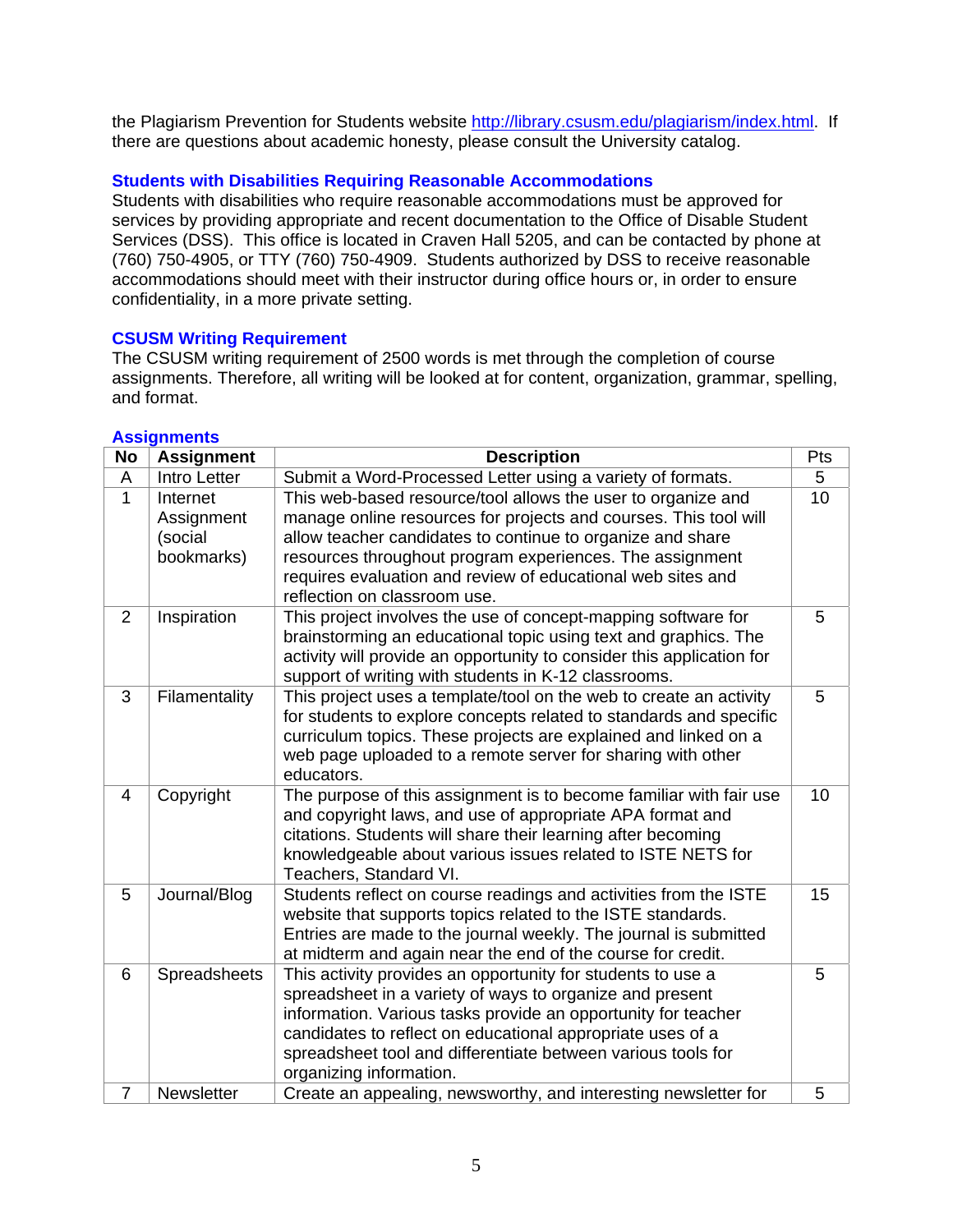the Plagiarism Prevention for Students website http://library.csusm.edu/plagiarism/index.html. If there are questions about academic honesty, please consult the University catalog.

### Students with Disabilities Requiring Reasonable Accommodations

Students with disabilities who require reasonable accommodations must be approved for services by providing appropriate and recent documentation to the Office of Disable Student Services (DSS). This office is located in Craven Hall 5205, and can be contacted by phone at (760) 750-4905, or TTY (760) 750-4909. Students authorized by DSS to receive reasonable accommodations should meet with their instructor during office hours or, in order to ensure confidentiality, in a more private setting.

### CSUSM Writing Requirement

The CSUSM writing requirement of 2500 words is met through the completion of course assignments. Therefore, all writing will be looked at for content, organization, grammar, spelling, and format.

### Assignments

| No | Assignment | Description | Pts |
|---|---|---|---|
| A | Intro Letter | Submit a Word-Processed Letter using a variety of formats. | 5 |
| 1 | Internet Assignment (social bookmarks) | This web-based resource/tool allows the user to organize and manage online resources for projects and courses. This tool will allow teacher candidates to continue to organize and share resources throughout program experiences. The assignment requires evaluation and review of educational web sites and reflection on classroom use. | 10 |
| 2 | Inspiration | This project involves the use of concept-mapping software for brainstorming an educational topic using text and graphics. The activity will provide an opportunity to consider this application for support of writing with students in K-12 classrooms. | 5 |
| 3 | Filamentality | This project uses a template/tool on the web to create an activity for students to explore concepts related to standards and specific curriculum topics. These projects are explained and linked on a web page uploaded to a remote server for sharing with other educators. | 5 |
| 4 | Copyright | The purpose of this assignment is to become familiar with fair use and copyright laws, and use of appropriate APA format and citations. Students will share their learning after becoming knowledgeable about various issues related to ISTE NETS for Teachers, Standard VI. | 10 |
| 5 | Journal/Blog | Students reflect on course readings and activities from the ISTE website that supports topics related to the ISTE standards. Entries are made to the journal weekly. The journal is submitted at midterm and again near the end of the course for credit. | 15 |
| 6 | Spreadsheets | This activity provides an opportunity for students to use a spreadsheet in a variety of ways to organize and present information. Various tasks provide an opportunity for teacher candidates to reflect on educational appropriate uses of a spreadsheet tool and differentiate between various tools for organizing information. | 5 |
| 7 | Newsletter | Create an appealing, newsworthy, and interesting newsletter for | 5 |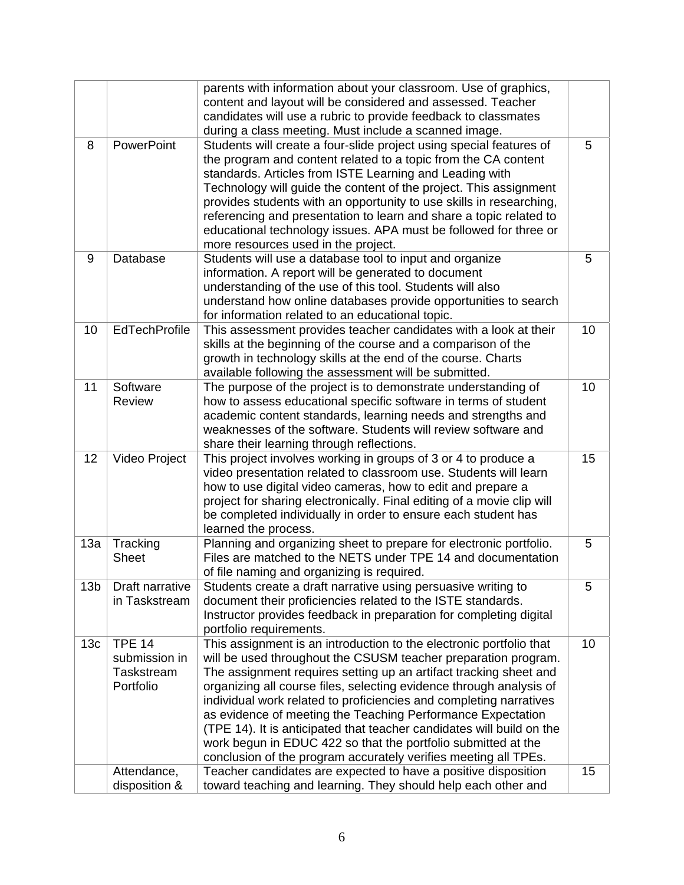| | | | |
|---|---|---|---|
| | | parents with information about your classroom. Use of graphics, content and layout will be considered and assessed. Teacher candidates will use a rubric to provide feedback to classmates during a class meeting. Must include a scanned image. | |
| 8 | PowerPoint | Students will create a four-slide project using special features of the program and content related to a topic from the CA content standards. Articles from ISTE Learning and Leading with Technology will guide the content of the project. This assignment provides students with an opportunity to use skills in researching, referencing and presentation to learn and share a topic related to educational technology issues. APA must be followed for three or more resources used in the project. | 5 |
| 9 | Database | Students will use a database tool to input and organize information. A report will be generated to document understanding of the use of this tool. Students will also understand how online databases provide opportunities to search for information related to an educational topic. | 5 |
| 10 | EdTechProfile | This assessment provides teacher candidates with a look at their skills at the beginning of the course and a comparison of the growth in technology skills at the end of the course. Charts available following the assessment will be submitted. | 10 |
| 11 | Software Review | The purpose of the project is to demonstrate understanding of how to assess educational specific software in terms of student academic content standards, learning needs and strengths and weaknesses of the software. Students will review software and share their learning through reflections. | 10 |
| 12 | Video Project | This project involves working in groups of 3 or 4 to produce a video presentation related to classroom use. Students will learn how to use digital video cameras, how to edit and prepare a project for sharing electronically. Final editing of a movie clip will be completed individually in order to ensure each student has learned the process. | 15 |
| 13a | Tracking Sheet | Planning and organizing sheet to prepare for electronic portfolio. Files are matched to the NETS under TPE 14 and documentation of file naming and organizing is required. | 5 |
| 13b | Draft narrative in Taskstream | Students create a draft narrative using persuasive writing to document their proficiencies related to the ISTE standards. Instructor provides feedback in preparation for completing digital portfolio requirements. | 5 |
| 13c | TPE 14 submission in Taskstream Portfolio | This assignment is an introduction to the electronic portfolio that will be used throughout the CSUSM teacher preparation program. The assignment requires setting up an artifact tracking sheet and organizing all course files, selecting evidence through analysis of individual work related to proficiencies and completing narratives as evidence of meeting the Teaching Performance Expectation (TPE 14). It is anticipated that teacher candidates will build on the work begun in EDUC 422 so that the portfolio submitted at the conclusion of the program accurately verifies meeting all TPEs. | 10 |
| | Attendance, disposition & | Teacher candidates are expected to have a positive disposition toward teaching and learning. They should help each other and | 15 |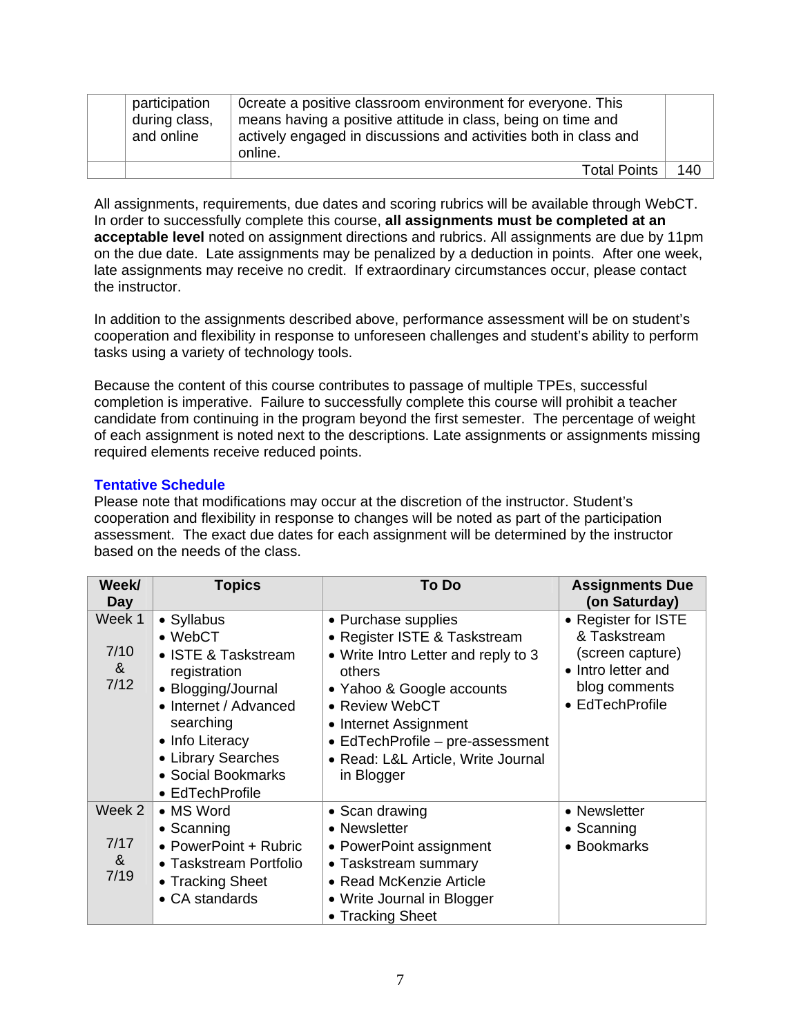| | participation during class, and online | 0create a positive classroom environment for everyone. This means having a positive attitude in class, being on time and actively engaged in discussions and activities both in class and online. | |
|---|---|---|---|
| | | Total Points | 140 |

All assignments, requirements, due dates and scoring rubrics will be available through WebCT. In order to successfully complete this course, **all assignments must be completed at an acceptable level** noted on assignment directions and rubrics. All assignments are due by 11pm on the due date. Late assignments may be penalized by a deduction in points. After one week, late assignments may receive no credit. If extraordinary circumstances occur, please contact the instructor.

In addition to the assignments described above, performance assessment will be on student's cooperation and flexibility in response to unforeseen challenges and student's ability to perform tasks using a variety of technology tools.

Because the content of this course contributes to passage of multiple TPEs, successful completion is imperative. Failure to successfully complete this course will prohibit a teacher candidate from continuing in the program beyond the first semester. The percentage of weight of each assignment is noted next to the descriptions. Late assignments or assignments missing required elements receive reduced points.

### Tentative Schedule

Please note that modifications may occur at the discretion of the instructor. Student's cooperation and flexibility in response to changes will be noted as part of the participation assessment. The exact due dates for each assignment will be determined by the instructor based on the needs of the class.

| Week/ Day | Topics | To Do | Assignments Due (on Saturday) |
|---|---|---|---|
| Week 1<br>7/10 & 7/12 | • Syllabus<br>• WebCT<br>• ISTE & Taskstream registration<br>• Blogging/Journal<br>• Internet / Advanced searching<br>• Info Literacy<br>• Library Searches<br>• Social Bookmarks<br>• EdTechProfile | • Purchase supplies<br>• Register ISTE & Taskstream<br>• Write Intro Letter and reply to 3 others<br>• Yahoo & Google accounts<br>• Review WebCT<br>• Internet Assignment<br>• EdTechProfile – pre-assessment<br>• Read: L&L Article, Write Journal in Blogger | • Register for ISTE & Taskstream (screen capture)<br>• Intro letter and blog comments<br>• EdTechProfile |
| Week 2<br>7/17 & 7/19 | • MS Word<br>• Scanning<br>• PowerPoint + Rubric<br>• Taskstream Portfolio<br>• Tracking Sheet<br>• CA standards | • Scan drawing<br>• Newsletter<br>• PowerPoint assignment<br>• Taskstream summary<br>• Read McKenzie Article<br>• Write Journal in Blogger<br>• Tracking Sheet | • Newsletter<br>• Scanning<br>• Bookmarks |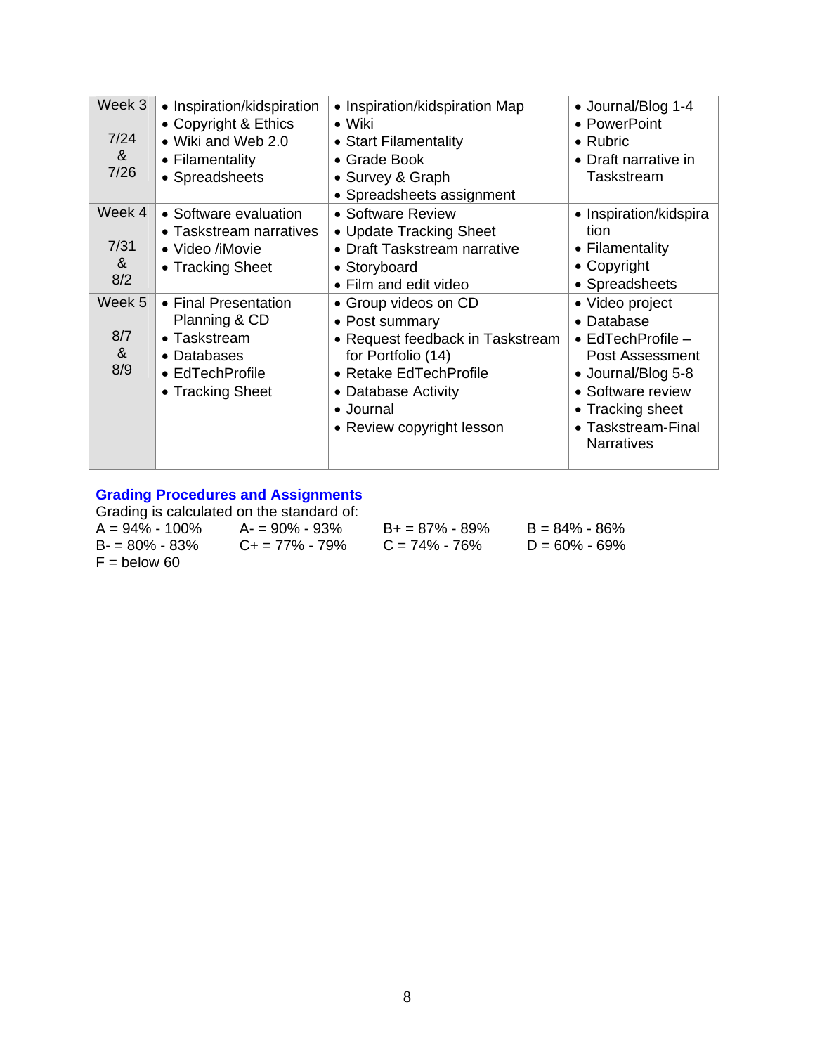| Week 3<br><br>7/24<br>&<br>7/26 | • Inspiration/kidspiration<br>• Copyright & Ethics<br>• Wiki and Web 2.0<br>• Filamentality<br>• Spreadsheets | • Inspiration/kidspiration Map<br>• Wiki<br>• Start Filamentality<br>• Grade Book<br>• Survey & Graph<br>• Spreadsheets assignment | • Journal/Blog 1-4<br>• PowerPoint<br>• Rubric<br>• Draft narrative in Taskstream |
|---|---|---|---|
| Week 4<br><br>7/31<br>&<br>8/2 | • Software evaluation<br>• Taskstream narratives<br>• Video /iMovie<br>• Tracking Sheet | • Software Review<br>• Update Tracking Sheet<br>• Draft Taskstream narrative<br>• Storyboard<br>• Film and edit video | • Inspiration/kidspiration<br>• Filamentality<br>• Copyright<br>• Spreadsheets |
| Week 5<br><br>8/7<br>&<br>8/9 | • Final Presentation Planning & CD<br>• Taskstream<br>• Databases<br>• EdTechProfile<br>• Tracking Sheet | • Group videos on CD<br>• Post summary<br>• Request feedback in Taskstream for Portfolio (14)<br>• Retake EdTechProfile<br>• Database Activity<br>• Journal<br>• Review copyright lesson | • Video project<br>• Database<br>• EdTechProfile – Post Assessment<br>• Journal/Blog 5-8<br>• Software review<br>• Tracking sheet<br>• Taskstream-Final Narratives |

## Grading Procedures and Assignments

Grading is calculated on the standard of:

A = 94% - 100% A- = 90% - 93% B+ = 87% - 89% B = 84% - 86%
B- = 80% - 83% C+ = 77% - 79% C = 74% - 76% D = 60% - 69%
F = below 60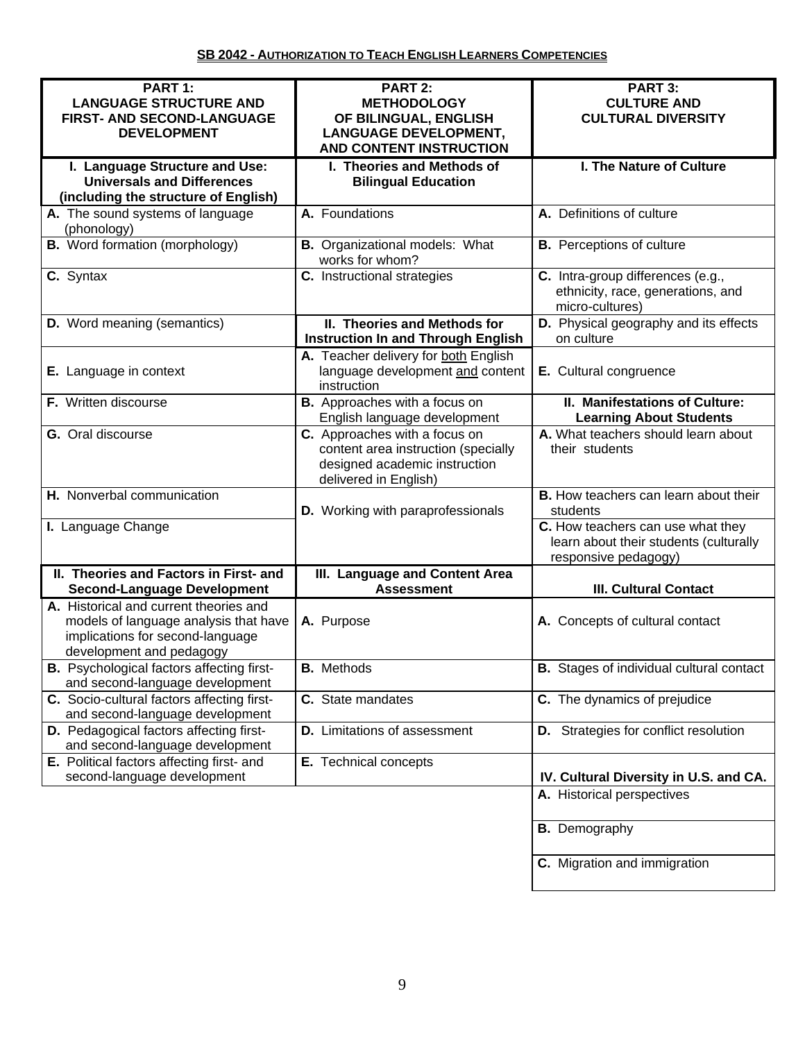**SB 2042 - AUTHORIZATION TO TEACH ENGLISH LEARNERS COMPETENCIES**

| PART 1: LANGUAGE STRUCTURE AND FIRST- AND SECOND-LANGUAGE DEVELOPMENT | PART 2: METHODOLOGY OF BILINGUAL, ENGLISH LANGUAGE DEVELOPMENT, AND CONTENT INSTRUCTION | PART 3: CULTURE AND CULTURAL DIVERSITY |
|---|---|---|
| **I. Language Structure and Use: Universals and Differences (including the structure of English)** | **I. Theories and Methods of Bilingual Education** | **I. The Nature of Culture** |
| **A.** The sound systems of language (phonology) | **A.** Foundations | **A.** Definitions of culture |
| **B.** Word formation (morphology) | **B.** Organizational models: What works for whom? | **B.** Perceptions of culture |
| **C.** Syntax | **C.** Instructional strategies | **C.** Intra-group differences (e.g., ethnicity, race, generations, and micro-cultures) |
| **D.** Word meaning (semantics) | **II. Theories and Methods for Instruction In and Through English** | **D.** Physical geography and its effects on culture |
| **E.** Language in context | **A.** Teacher delivery for both English language development and content instruction | **E.** Cultural congruence |
| **F.** Written discourse | **B.** Approaches with a focus on English language development | **II. Manifestations of Culture: Learning About Students** |
| **G.** Oral discourse | **C.** Approaches with a focus on content area instruction (specially designed academic instruction delivered in English) | **A.** What teachers should learn about their students |
| **H.** Nonverbal communication | **D.** Working with paraprofessionals | **B.** How teachers can learn about their students |
| **I.** Language Change | | **C.** How teachers can use what they learn about their students (culturally responsive pedagogy) |
| **II. Theories and Factors in First- and Second-Language Development** | **III. Language and Content Area Assessment** | **III. Cultural Contact** |
| **A.** Historical and current theories and models of language analysis that have implications for second-language development and pedagogy | **A.** Purpose | **A.** Concepts of cultural contact |
| **B.** Psychological factors affecting first- and second-language development | **B.** Methods | **B.** Stages of individual cultural contact |
| **C.** Socio-cultural factors affecting first- and second-language development | **C.** State mandates | **C.** The dynamics of prejudice |
| **D.** Pedagogical factors affecting first- and second-language development | **D.** Limitations of assessment | **D.** Strategies for conflict resolution |
| **E.** Political factors affecting first- and second-language development | **E.** Technical concepts | **IV. Cultural Diversity in U.S. and CA.** |
| | | **A.** Historical perspectives |
| | | **B.** Demography |
| | | **C.** Migration and immigration |